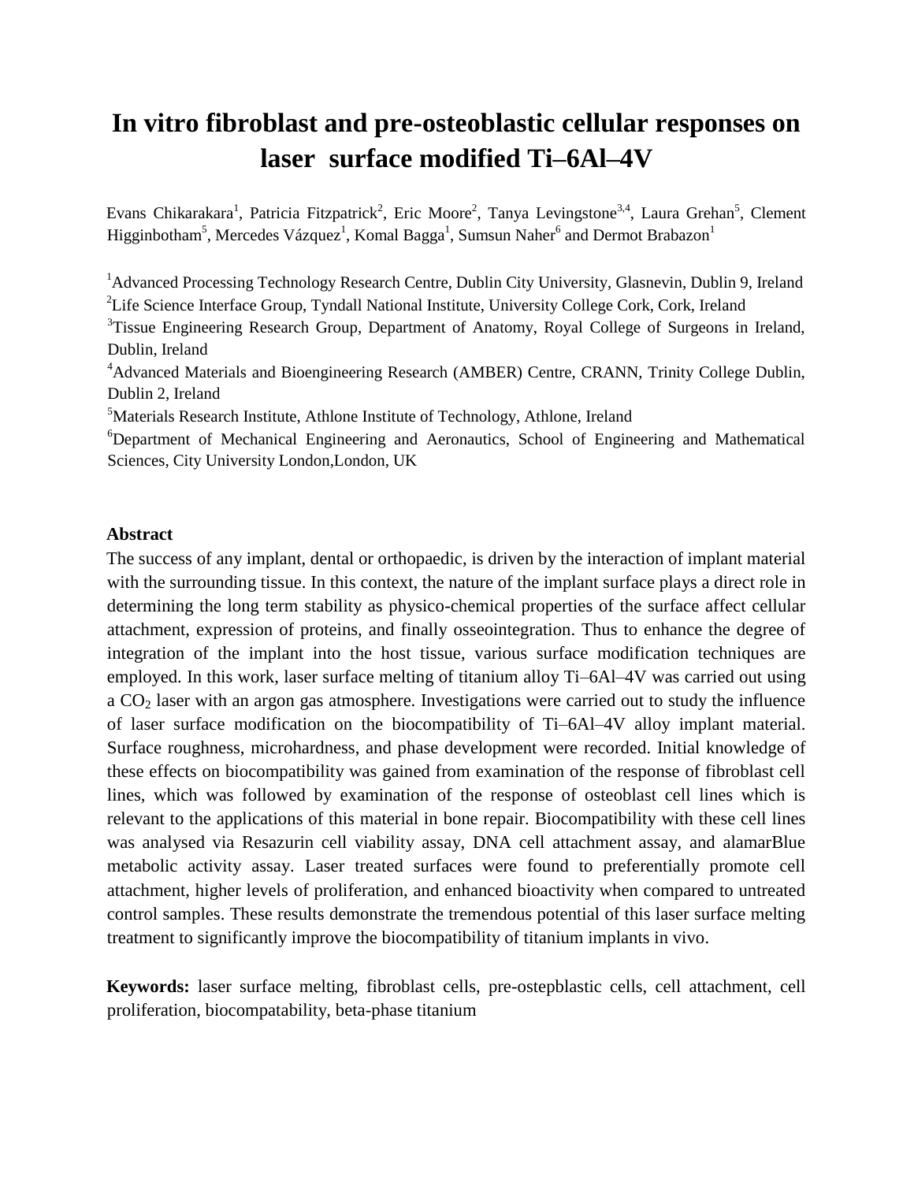# In vitro fibroblast and pre-osteoblastic cellular responses on laser surface modified Ti–6Al–4V

Evans Chikarakara[1], Patricia Fitzpatrick[2], Eric Moore[2], Tanya Levingstone[3,4], Laura Grehan[5], Clement Higginbotham[5], Mercedes Vázquez[1], Komal Bagga[1], Sumsun Naher[6] and Dermot Brabazon[1]

[1]Advanced Processing Technology Research Centre, Dublin City University, Glasnevin, Dublin 9, Ireland
[2]Life Science Interface Group, Tyndall National Institute, University College Cork, Cork, Ireland
[3]Tissue Engineering Research Group, Department of Anatomy, Royal College of Surgeons in Ireland, Dublin, Ireland
[4]Advanced Materials and Bioengineering Research (AMBER) Centre, CRANN, Trinity College Dublin, Dublin 2, Ireland
[5]Materials Research Institute, Athlone Institute of Technology, Athlone, Ireland
[6]Department of Mechanical Engineering and Aeronautics, School of Engineering and Mathematical Sciences, City University London,London, UK

## Abstract

The success of any implant, dental or orthopaedic, is driven by the interaction of implant material with the surrounding tissue. In this context, the nature of the implant surface plays a direct role in determining the long term stability as physico-chemical properties of the surface affect cellular attachment, expression of proteins, and finally osseointegration. Thus to enhance the degree of integration of the implant into the host tissue, various surface modification techniques are employed. In this work, laser surface melting of titanium alloy Ti–6Al–4V was carried out using a $CO_2$ laser with an argon gas atmosphere. Investigations were carried out to study the influence of laser surface modification on the biocompatibility of Ti–6Al–4V alloy implant material. Surface roughness, microhardness, and phase development were recorded. Initial knowledge of these effects on biocompatibility was gained from examination of the response of fibroblast cell lines, which was followed by examination of the response of osteoblast cell lines which is relevant to the applications of this material in bone repair. Biocompatibility with these cell lines was analysed via Resazurin cell viability assay, DNA cell attachment assay, and alamarBlue metabolic activity assay. Laser treated surfaces were found to preferentially promote cell attachment, higher levels of proliferation, and enhanced bioactivity when compared to untreated control samples. These results demonstrate the tremendous potential of this laser surface melting treatment to significantly improve the biocompatibility of titanium implants in vivo.

**Keywords:** laser surface melting, fibroblast cells, pre-ostepblastic cells, cell attachment, cell proliferation, biocompatability, beta-phase titanium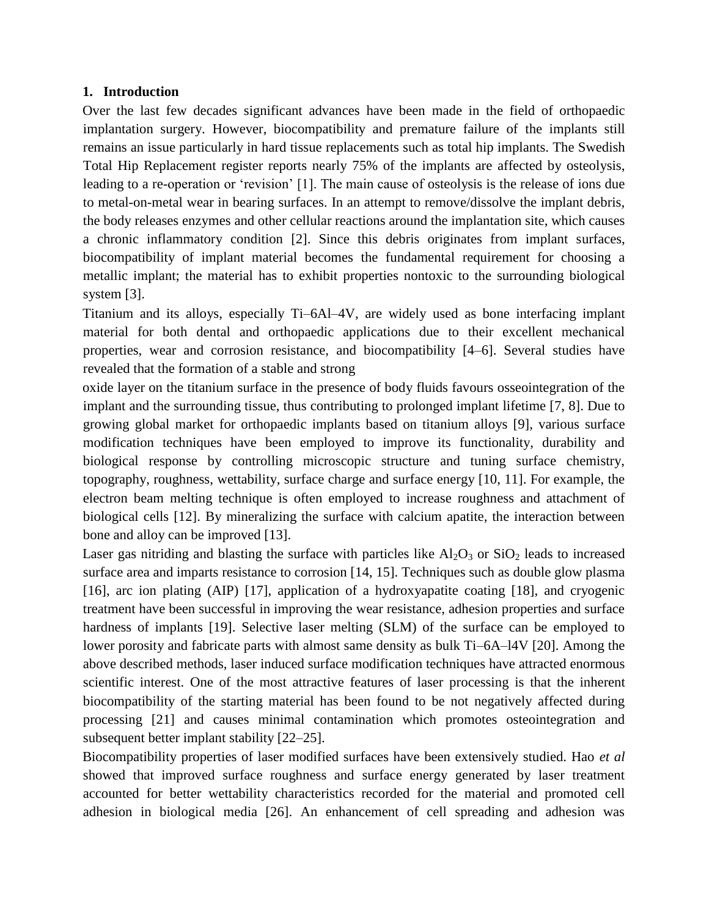## 1. Introduction

Over the last few decades significant advances have been made in the field of orthopaedic implantation surgery. However, biocompatibility and premature failure of the implants still remains an issue particularly in hard tissue replacements such as total hip implants. The Swedish Total Hip Replacement register reports nearly 75% of the implants are affected by osteolysis, leading to a re-operation or 'revision' [1]. The main cause of osteolysis is the release of ions due to metal-on-metal wear in bearing surfaces. In an attempt to remove/dissolve the implant debris, the body releases enzymes and other cellular reactions around the implantation site, which causes a chronic inflammatory condition [2]. Since this debris originates from implant surfaces, biocompatibility of implant material becomes the fundamental requirement for choosing a metallic implant; the material has to exhibit properties nontoxic to the surrounding biological system [3].

Titanium and its alloys, especially Ti–6Al–4V, are widely used as bone interfacing implant material for both dental and orthopaedic applications due to their excellent mechanical properties, wear and corrosion resistance, and biocompatibility [4–6]. Several studies have revealed that the formation of a stable and strong oxide layer on the titanium surface in the presence of body fluids favours osseointegration of the implant and the surrounding tissue, thus contributing to prolonged implant lifetime [7, 8]. Due to growing global market for orthopaedic implants based on titanium alloys [9], various surface modification techniques have been employed to improve its functionality, durability and biological response by controlling microscopic structure and tuning surface chemistry, topography, roughness, wettability, surface charge and surface energy [10, 11]. For example, the electron beam melting technique is often employed to increase roughness and attachment of biological cells [12]. By mineralizing the surface with calcium apatite, the interaction between bone and alloy can be improved [13].

Laser gas nitriding and blasting the surface with particles like $Al_2O_3$ or $SiO_2$ leads to increased surface area and imparts resistance to corrosion [14, 15]. Techniques such as double glow plasma [16], arc ion plating (AIP) [17], application of a hydroxyapatite coating [18], and cryogenic treatment have been successful in improving the wear resistance, adhesion properties and surface hardness of implants [19]. Selective laser melting (SLM) of the surface can be employed to lower porosity and fabricate parts with almost same density as bulk Ti–6A–l4V [20]. Among the above described methods, laser induced surface modification techniques have attracted enormous scientific interest. One of the most attractive features of laser processing is that the inherent biocompatibility of the starting material has been found to be not negatively affected during processing [21] and causes minimal contamination which promotes osteointegration and subsequent better implant stability [22–25].

Biocompatibility properties of laser modified surfaces have been extensively studied. Hao *et al* showed that improved surface roughness and surface energy generated by laser treatment accounted for better wettability characteristics recorded for the material and promoted cell adhesion in biological media [26]. An enhancement of cell spreading and adhesion was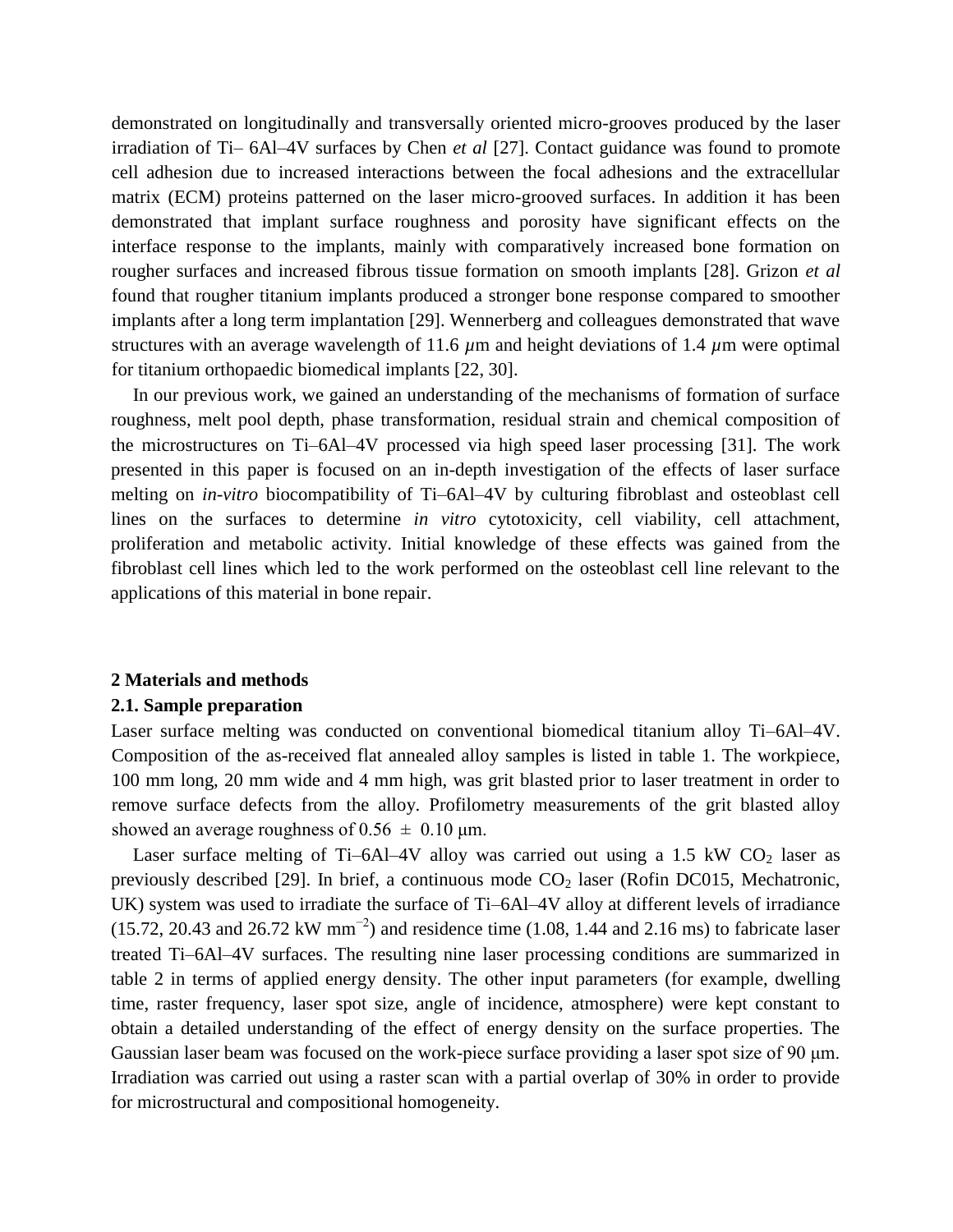demonstrated on longitudinally and transversally oriented micro-grooves produced by the laser irradiation of Ti– 6Al–4V surfaces by Chen *et al* [27]. Contact guidance was found to promote cell adhesion due to increased interactions between the focal adhesions and the extracellular matrix (ECM) proteins patterned on the laser micro-grooved surfaces. In addition it has been demonstrated that implant surface roughness and porosity have significant effects on the interface response to the implants, mainly with comparatively increased bone formation on rougher surfaces and increased fibrous tissue formation on smooth implants [28]. Grizon *et al* found that rougher titanium implants produced a stronger bone response compared to smoother implants after a long term implantation [29]. Wennerberg and colleagues demonstrated that wave structures with an average wavelength of 11.6 $\mu$m and height deviations of 1.4 $\mu$m were optimal for titanium orthopaedic biomedical implants [22, 30].

In our previous work, we gained an understanding of the mechanisms of formation of surface roughness, melt pool depth, phase transformation, residual strain and chemical composition of the microstructures on Ti–6Al–4V processed via high speed laser processing [31]. The work presented in this paper is focused on an in-depth investigation of the effects of laser surface melting on *in-vitro* biocompatibility of Ti–6Al–4V by culturing fibroblast and osteoblast cell lines on the surfaces to determine *in vitro* cytotoxicity, cell viability, cell attachment, proliferation and metabolic activity. Initial knowledge of these effects was gained from the fibroblast cell lines which led to the work performed on the osteoblast cell line relevant to the applications of this material in bone repair.

## 2 Materials and methods

### 2.1. Sample preparation

Laser surface melting was conducted on conventional biomedical titanium alloy Ti–6Al–4V. Composition of the as-received flat annealed alloy samples is listed in table 1. The workpiece, 100 mm long, 20 mm wide and 4 mm high, was grit blasted prior to laser treatment in order to remove surface defects from the alloy. Profilometry measurements of the grit blasted alloy showed an average roughness of 0.56 ± 0.10 μm.

Laser surface melting of Ti–6Al–4V alloy was carried out using a 1.5 kW $CO_2$ laser as previously described [29]. In brief, a continuous mode $CO_2$ laser (Rofin DC015, Mechatronic, UK) system was used to irradiate the surface of Ti–6Al–4V alloy at different levels of irradiance (15.72, 20.43 and 26.72 kW mm$^{-2}$) and residence time (1.08, 1.44 and 2.16 ms) to fabricate laser treated Ti–6Al–4V surfaces. The resulting nine laser processing conditions are summarized in table 2 in terms of applied energy density. The other input parameters (for example, dwelling time, raster frequency, laser spot size, angle of incidence, atmosphere) were kept constant to obtain a detailed understanding of the effect of energy density on the surface properties. The Gaussian laser beam was focused on the work-piece surface providing a laser spot size of 90 μm. Irradiation was carried out using a raster scan with a partial overlap of 30% in order to provide for microstructural and compositional homogeneity.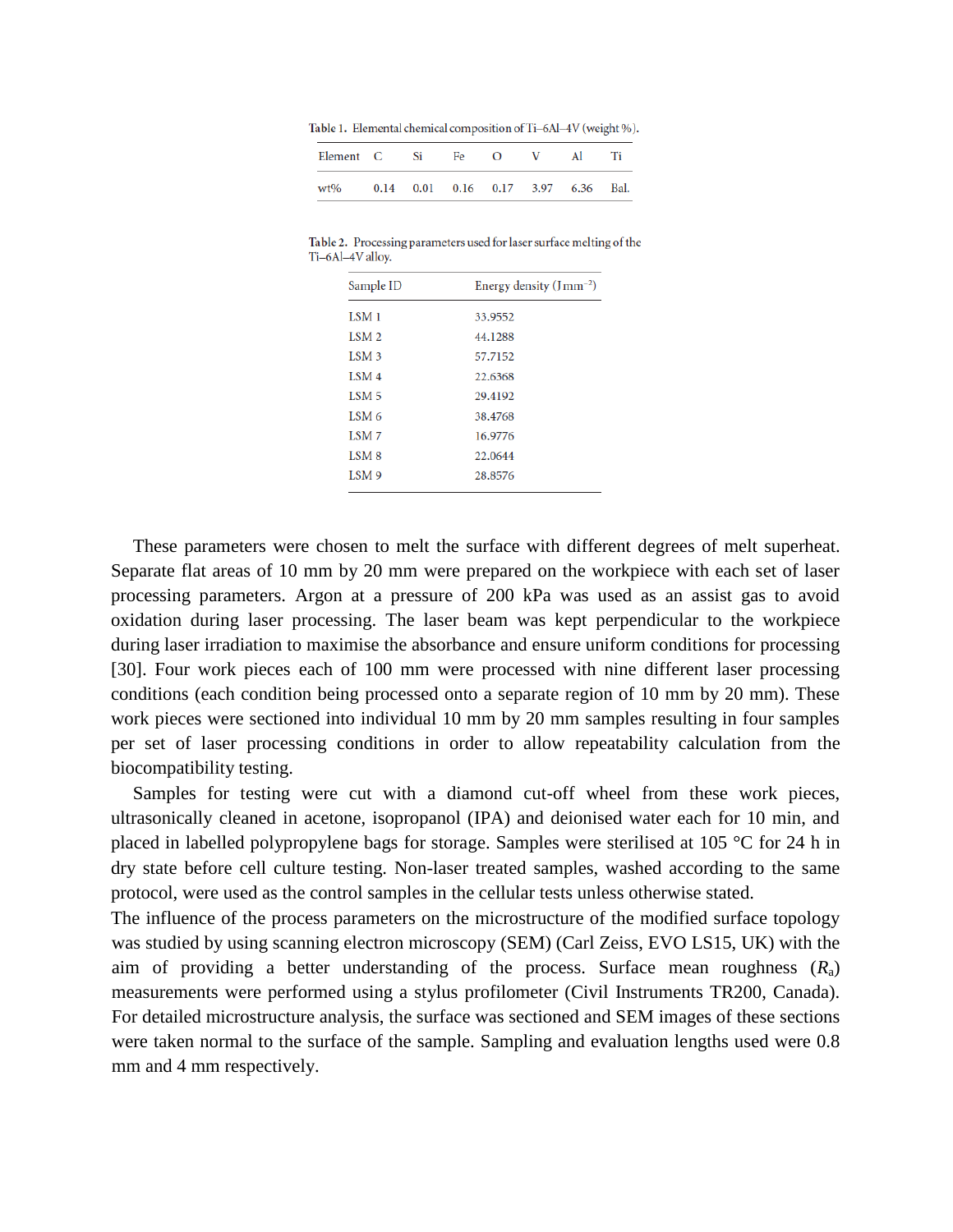Table 1. Elemental chemical composition of Ti–6Al–4V (weight %).

| Element | C | Si | Fe | O | V | Al | Ti |
|---|---|---|---|---|---|---|---|
| wt% | 0.14 | 0.01 | 0.16 | 0.17 | 3.97 | 6.36 | Bal. |

Table 2. Processing parameters used for laser surface melting of the Ti–6Al–4V alloy.

| Sample ID | Energy density (J mm$^{-2}$) |
|---|---|
| LSM 1 | 33.9552 |
| LSM 2 | 44.1288 |
| LSM 3 | 57.7152 |
| LSM 4 | 22.6368 |
| LSM 5 | 29.4192 |
| LSM 6 | 38.4768 |
| LSM 7 | 16.9776 |
| LSM 8 | 22.0644 |
| LSM 9 | 28.8576 |

These parameters were chosen to melt the surface with different degrees of melt superheat. Separate flat areas of 10 mm by 20 mm were prepared on the workpiece with each set of laser processing parameters. Argon at a pressure of 200 kPa was used as an assist gas to avoid oxidation during laser processing. The laser beam was kept perpendicular to the workpiece during laser irradiation to maximise the absorbance and ensure uniform conditions for processing [30]. Four work pieces each of 100 mm were processed with nine different laser processing conditions (each condition being processed onto a separate region of 10 mm by 20 mm). These work pieces were sectioned into individual 10 mm by 20 mm samples resulting in four samples per set of laser processing conditions in order to allow repeatability calculation from the biocompatibility testing.

Samples for testing were cut with a diamond cut-off wheel from these work pieces, ultrasonically cleaned in acetone, isopropanol (IPA) and deionised water each for 10 min, and placed in labelled polypropylene bags for storage. Samples were sterilised at 105 °C for 24 h in dry state before cell culture testing. Non-laser treated samples, washed according to the same protocol, were used as the control samples in the cellular tests unless otherwise stated.

The influence of the process parameters on the microstructure of the modified surface topology was studied by using scanning electron microscopy (SEM) (Carl Zeiss, EVO LS15, UK) with the aim of providing a better understanding of the process. Surface mean roughness ($R_a$) measurements were performed using a stylus profilometer (Civil Instruments TR200, Canada). For detailed microstructure analysis, the surface was sectioned and SEM images of these sections were taken normal to the surface of the sample. Sampling and evaluation lengths used were 0.8 mm and 4 mm respectively.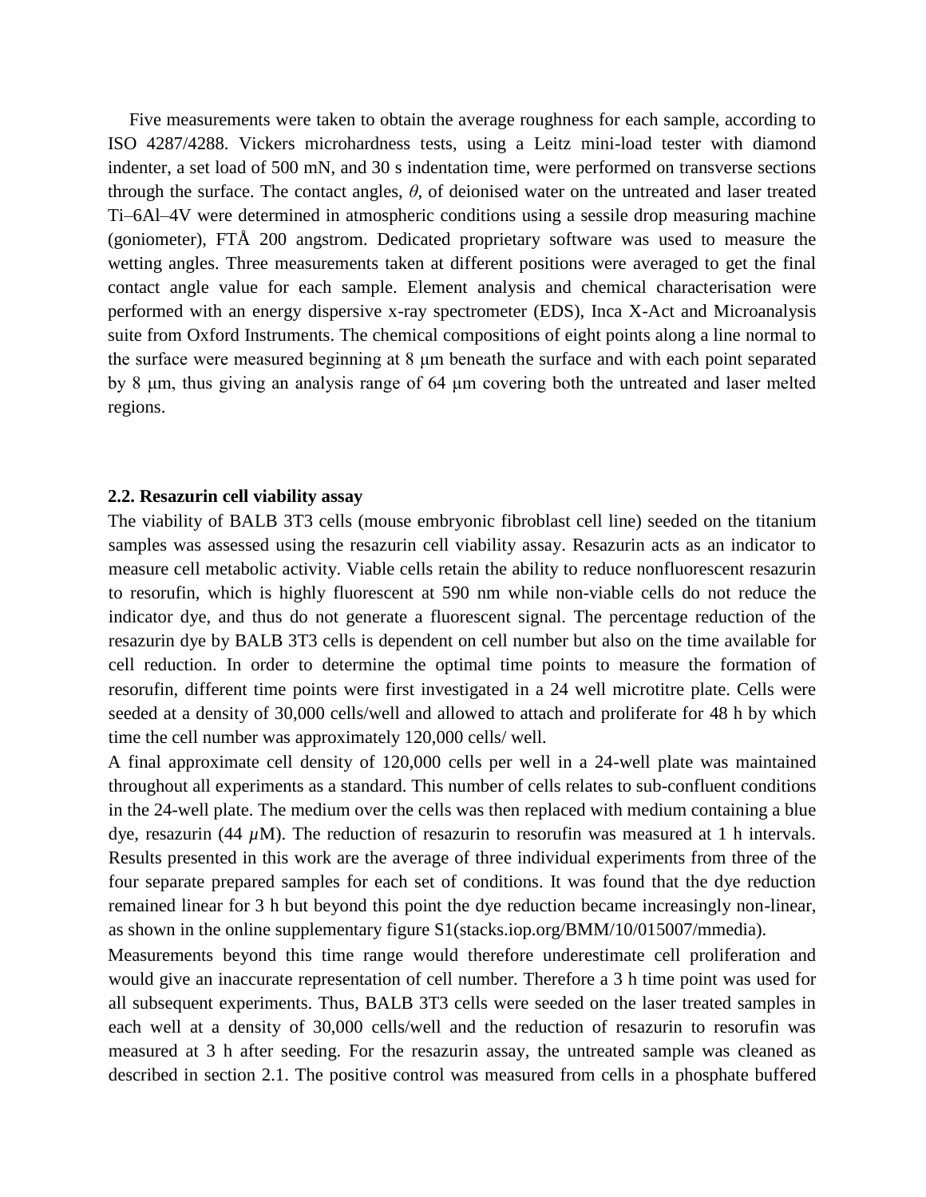Five measurements were taken to obtain the average roughness for each sample, according to ISO 4287/4288. Vickers microhardness tests, using a Leitz mini-load tester with diamond indenter, a set load of 500 mN, and 30 s indentation time, were performed on transverse sections through the surface. The contact angles, $\theta$, of deionised water on the untreated and laser treated Ti–6Al–4V were determined in atmospheric conditions using a sessile drop measuring machine (goniometer), FTÅ 200 angstrom. Dedicated proprietary software was used to measure the wetting angles. Three measurements taken at different positions were averaged to get the final contact angle value for each sample. Element analysis and chemical characterisation were performed with an energy dispersive x-ray spectrometer (EDS), Inca X-Act and Microanalysis suite from Oxford Instruments. The chemical compositions of eight points along a line normal to the surface were measured beginning at 8 μm beneath the surface and with each point separated by 8 μm, thus giving an analysis range of 64 μm covering both the untreated and laser melted regions.

**2.2. Resazurin cell viability assay**

The viability of BALB 3T3 cells (mouse embryonic fibroblast cell line) seeded on the titanium samples was assessed using the resazurin cell viability assay. Resazurin acts as an indicator to measure cell metabolic activity. Viable cells retain the ability to reduce nonfluorescent resazurin to resorufin, which is highly fluorescent at 590 nm while non-viable cells do not reduce the indicator dye, and thus do not generate a fluorescent signal. The percentage reduction of the resazurin dye by BALB 3T3 cells is dependent on cell number but also on the time available for cell reduction. In order to determine the optimal time points to measure the formation of resorufin, different time points were first investigated in a 24 well microtitre plate. Cells were seeded at a density of 30,000 cells/well and allowed to attach and proliferate for 48 h by which time the cell number was approximately 120,000 cells/ well.

A final approximate cell density of 120,000 cells per well in a 24-well plate was maintained throughout all experiments as a standard. This number of cells relates to sub-confluent conditions in the 24-well plate. The medium over the cells was then replaced with medium containing a blue dye, resazurin (44 $\mu$M). The reduction of resazurin to resorufin was measured at 1 h intervals. Results presented in this work are the average of three individual experiments from three of the four separate prepared samples for each set of conditions. It was found that the dye reduction remained linear for 3 h but beyond this point the dye reduction became increasingly non-linear, as shown in the online supplementary figure S1(stacks.iop.org/BMM/10/015007/mmedia).

Measurements beyond this time range would therefore underestimate cell proliferation and would give an inaccurate representation of cell number. Therefore a 3 h time point was used for all subsequent experiments. Thus, BALB 3T3 cells were seeded on the laser treated samples in each well at a density of 30,000 cells/well and the reduction of resazurin to resorufin was measured at 3 h after seeding. For the resazurin assay, the untreated sample was cleaned as described in section 2.1. The positive control was measured from cells in a phosphate buffered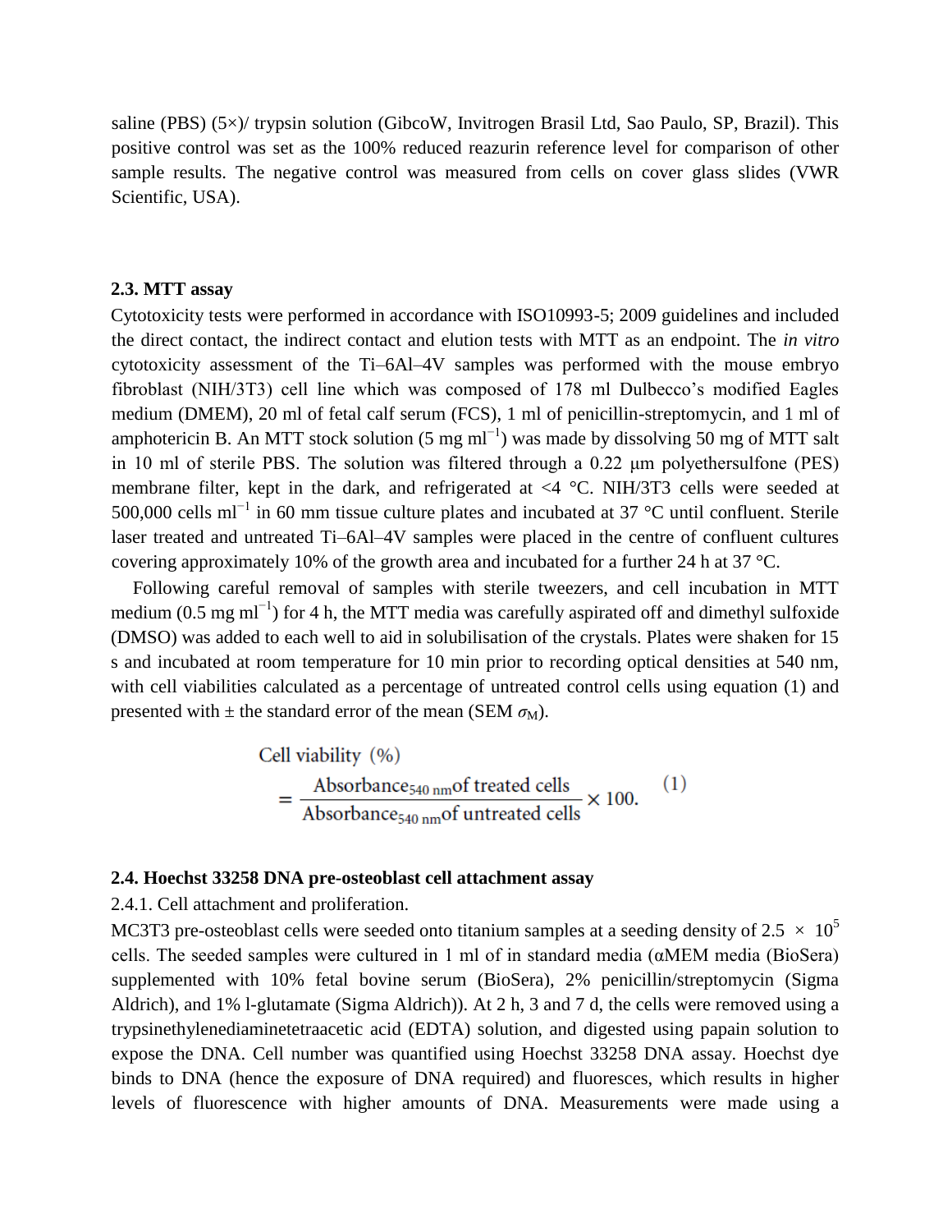saline (PBS) (5×)/ trypsin solution (GibcoW, Invitrogen Brasil Ltd, Sao Paulo, SP, Brazil). This positive control was set as the 100% reduced reazurin reference level for comparison of other sample results. The negative control was measured from cells on cover glass slides (VWR Scientific, USA).

### 2.3. MTT assay

Cytotoxicity tests were performed in accordance with ISO10993-5; 2009 guidelines and included the direct contact, the indirect contact and elution tests with MTT as an endpoint. The *in vitro* cytotoxicity assessment of the Ti–6Al–4V samples was performed with the mouse embryo fibroblast (NIH/3T3) cell line which was composed of 178 ml Dulbecco's modified Eagles medium (DMEM), 20 ml of fetal calf serum (FCS), 1 ml of penicillin-streptomycin, and 1 ml of amphotericin B. An MTT stock solution (5 mg $ml^{-1}$) was made by dissolving 50 mg of MTT salt in 10 ml of sterile PBS. The solution was filtered through a 0.22 μm polyethersulfone (PES) membrane filter, kept in the dark, and refrigerated at <4 °C. NIH/3T3 cells were seeded at 500,000 cells $ml^{-1}$ in 60 mm tissue culture plates and incubated at 37 °C until confluent. Sterile laser treated and untreated Ti–6Al–4V samples were placed in the centre of confluent cultures covering approximately 10% of the growth area and incubated for a further 24 h at 37 °C.

Following careful removal of samples with sterile tweezers, and cell incubation in MTT medium (0.5 mg $ml^{-1}$) for 4 h, the MTT media was carefully aspirated off and dimethyl sulfoxide (DMSO) was added to each well to aid in solubilisation of the crystals. Plates were shaken for 15 s and incubated at room temperature for 10 min prior to recording optical densities at 540 nm, with cell viabilities calculated as a percentage of untreated control cells using equation (1) and presented with ± the standard error of the mean (SEM $\sigma_M$).

$$\text{Cell viability (\%)} = \frac{\text{Absorbance}_{540\ \text{nm}}\text{of treated cells}}{\text{Absorbance}_{540\ \text{nm}}\text{of untreated cells}} \times 100. \quad (1)$$

### 2.4. Hoechst 33258 DNA pre-osteoblast cell attachment assay

2.4.1. Cell attachment and proliferation.

MC3T3 pre-osteoblast cells were seeded onto titanium samples at a seeding density of $2.5 \times 10^5$ cells. The seeded samples were cultured in 1 ml of in standard media (αMEM media (BioSera) supplemented with 10% fetal bovine serum (BioSera), 2% penicillin/streptomycin (Sigma Aldrich), and 1% l-glutamate (Sigma Aldrich)). At 2 h, 3 and 7 d, the cells were removed using a trypsinethylenediaminetetraacetic acid (EDTA) solution, and digested using papain solution to expose the DNA. Cell number was quantified using Hoechst 33258 DNA assay. Hoechst dye binds to DNA (hence the exposure of DNA required) and fluoresces, which results in higher levels of fluorescence with higher amounts of DNA. Measurements were made using a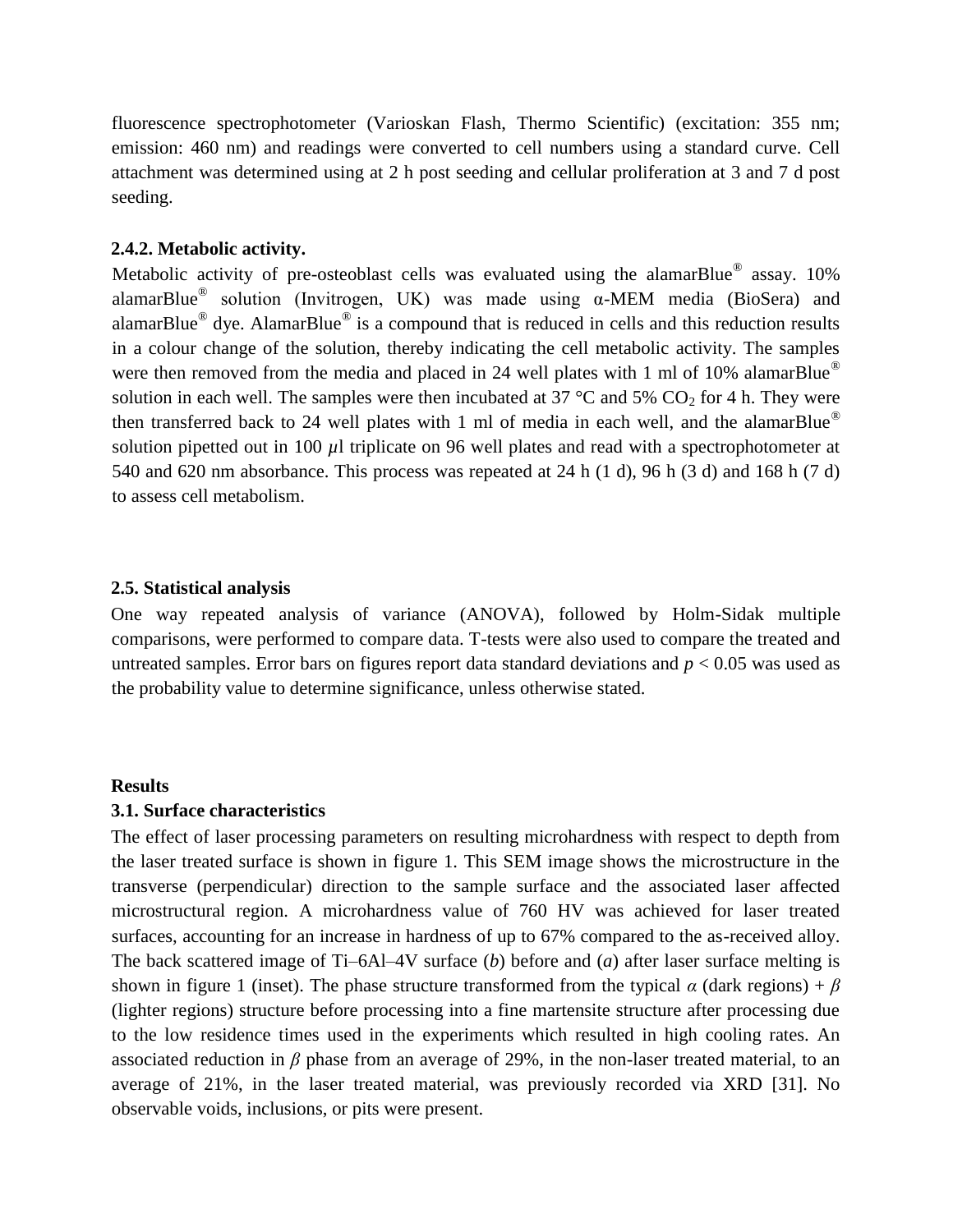fluorescence spectrophotometer (Varioskan Flash, Thermo Scientific) (excitation: 355 nm; emission: 460 nm) and readings were converted to cell numbers using a standard curve. Cell attachment was determined using at 2 h post seeding and cellular proliferation at 3 and 7 d post seeding.

### 2.4.2. Metabolic activity.

Metabolic activity of pre-osteoblast cells was evaluated using the alamarBlue® assay. 10% alamarBlue® solution (Invitrogen, UK) was made using α-MEM media (BioSera) and alamarBlue® dye. AlamarBlue® is a compound that is reduced in cells and this reduction results in a colour change of the solution, thereby indicating the cell metabolic activity. The samples were then removed from the media and placed in 24 well plates with 1 ml of 10% alamarBlue® solution in each well. The samples were then incubated at 37 °C and 5% $CO_2$ for 4 h. They were then transferred back to 24 well plates with 1 ml of media in each well, and the alamarBlue® solution pipetted out in 100 $\mu$l triplicate on 96 well plates and read with a spectrophotometer at 540 and 620 nm absorbance. This process was repeated at 24 h (1 d), 96 h (3 d) and 168 h (7 d) to assess cell metabolism.

## 2.5. Statistical analysis

One way repeated analysis of variance (ANOVA), followed by Holm-Sidak multiple comparisons, were performed to compare data. T-tests were also used to compare the treated and untreated samples. Error bars on figures report data standard deviations and $p < 0.05$ was used as the probability value to determine significance, unless otherwise stated.

# Results

## 3.1. Surface characteristics

The effect of laser processing parameters on resulting microhardness with respect to depth from the laser treated surface is shown in figure 1. This SEM image shows the microstructure in the transverse (perpendicular) direction to the sample surface and the associated laser affected microstructural region. A microhardness value of 760 HV was achieved for laser treated surfaces, accounting for an increase in hardness of up to 67% compared to the as-received alloy. The back scattered image of Ti–6Al–4V surface (*b*) before and (*a*) after laser surface melting is shown in figure 1 (inset). The phase structure transformed from the typical $\alpha$ (dark regions) + $\beta$ (lighter regions) structure before processing into a fine martensite structure after processing due to the low residence times used in the experiments which resulted in high cooling rates. An associated reduction in $\beta$ phase from an average of 29%, in the non-laser treated material, to an average of 21%, in the laser treated material, was previously recorded via XRD [31]. No observable voids, inclusions, or pits were present.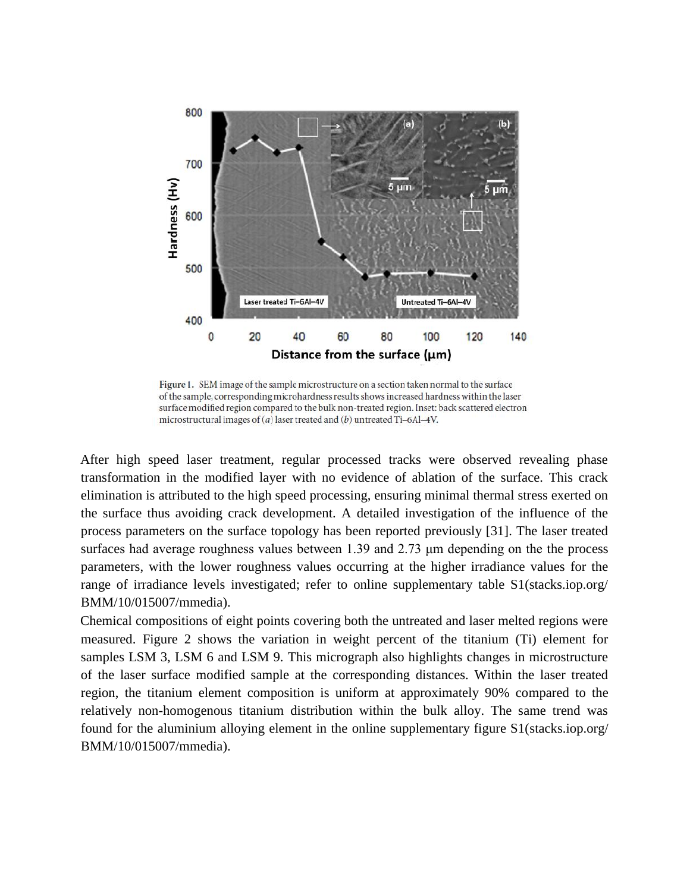Figure 1. SEM image of the sample microstructure on a section taken normal to the surface of the sample, corresponding microhardness results shows increased hardness within the laser surface modified region compared to the bulk non-treated region. Inset: back scattered electron microstructural images of (*a*) laser treated and (*b*) untreated Ti–6Al–4V.

After high speed laser treatment, regular processed tracks were observed revealing phase transformation in the modified layer with no evidence of ablation of the surface. This crack elimination is attributed to the high speed processing, ensuring minimal thermal stress exerted on the surface thus avoiding crack development. A detailed investigation of the influence of the process parameters on the surface topology has been reported previously [31]. The laser treated surfaces had average roughness values between 1.39 and 2.73 μm depending on the the process parameters, with the lower roughness values occurring at the higher irradiance values for the range of irradiance levels investigated; refer to online supplementary table S1(stacks.iop.org/BMM/10/015007/mmedia).

Chemical compositions of eight points covering both the untreated and laser melted regions were measured. Figure 2 shows the variation in weight percent of the titanium (Ti) element for samples LSM 3, LSM 6 and LSM 9. This micrograph also highlights changes in microstructure of the laser surface modified sample at the corresponding distances. Within the laser treated region, the titanium element composition is uniform at approximately 90% compared to the relatively non-homogenous titanium distribution within the bulk alloy. The same trend was found for the aluminium alloying element in the online supplementary figure S1(stacks.iop.org/BMM/10/015007/mmedia).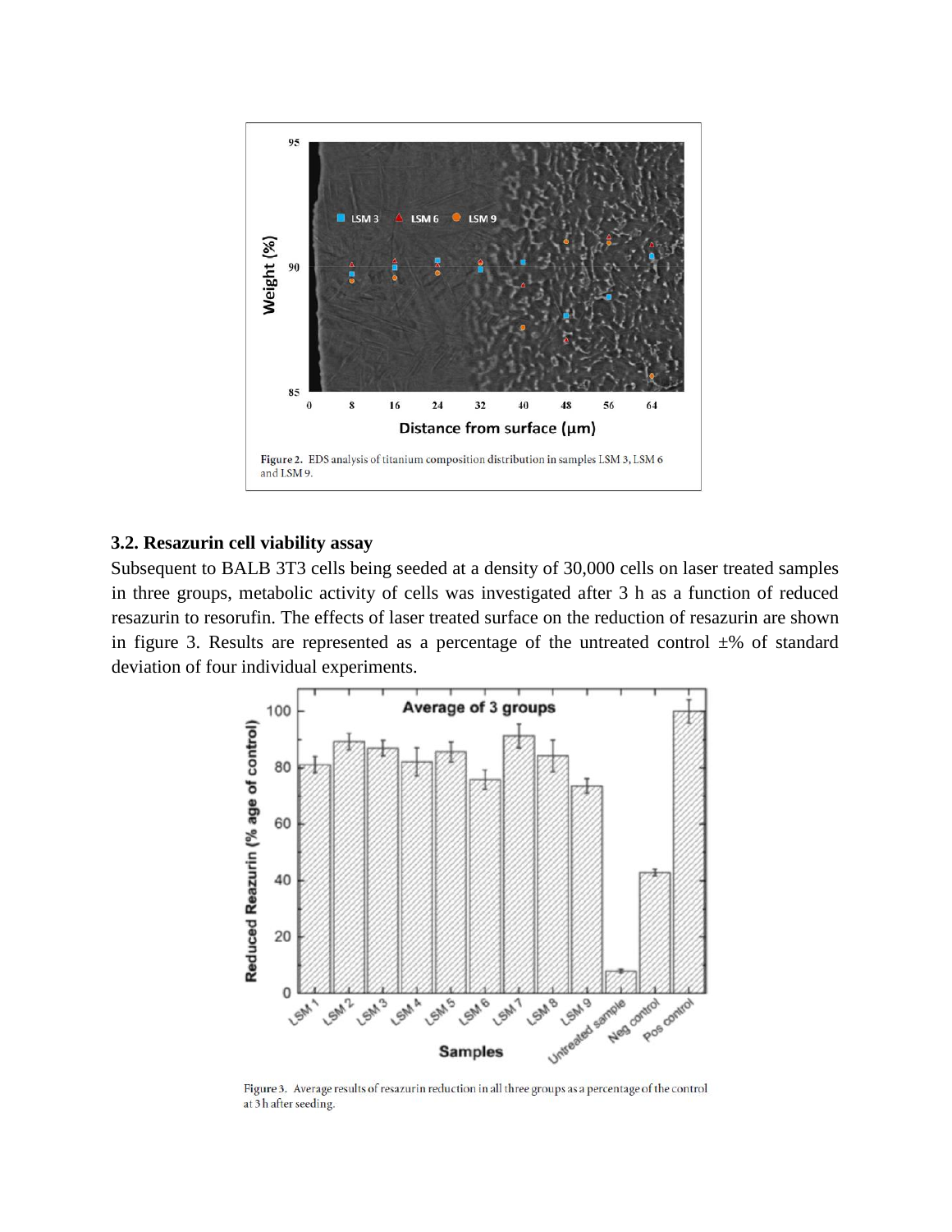Figure 2. EDS analysis of titanium composition distribution in samples LSM 3, LSM 6 and LSM 9.

### 3.2. Resazurin cell viability assay

Subsequent to BALB 3T3 cells being seeded at a density of 30,000 cells on laser treated samples in three groups, metabolic activity of cells was investigated after 3 h as a function of reduced resazurin to resorufin. The effects of laser treated surface on the reduction of resazurin are shown in figure 3. Results are represented as a percentage of the untreated control ±% of standard deviation of four individual experiments.

Figure 3. Average results of resazurin reduction in all three groups as a percentage of the control at 3 h after seeding.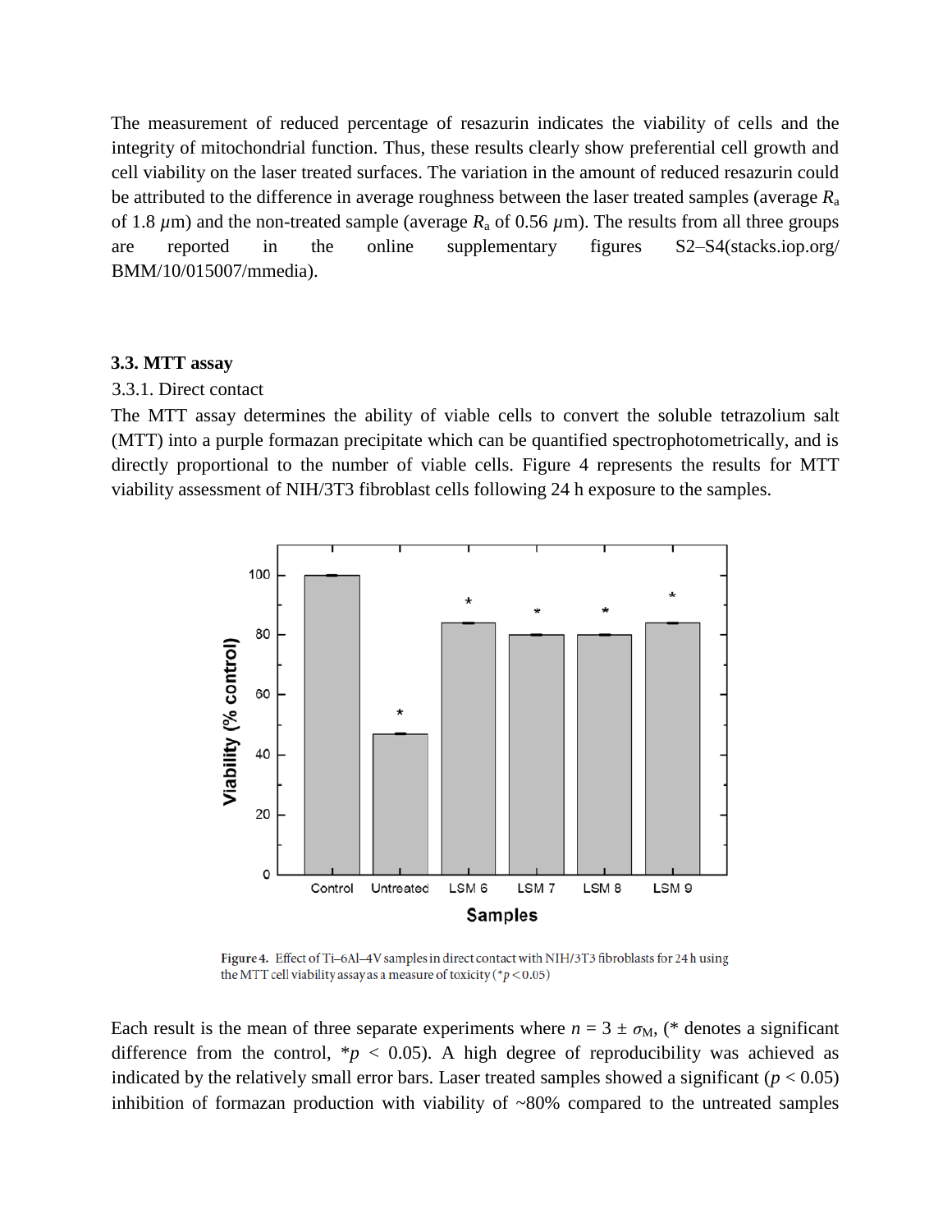The measurement of reduced percentage of resazurin indicates the viability of cells and the integrity of mitochondrial function. Thus, these results clearly show preferential cell growth and cell viability on the laser treated surfaces. The variation in the amount of reduced resazurin could be attributed to the difference in average roughness between the laser treated samples (average $R_a$ of 1.8 $\mu$m) and the non-treated sample (average $R_a$ of 0.56 $\mu$m). The results from all three groups are reported in the online supplementary figures S2–S4(stacks.iop.org/BMM/10/015007/mmedia).

### 3.3. MTT assay

#### 3.3.1. Direct contact

The MTT assay determines the ability of viable cells to convert the soluble tetrazolium salt (MTT) into a purple formazan precipitate which can be quantified spectrophotometrically, and is directly proportional to the number of viable cells. Figure 4 represents the results for MTT viability assessment of NIH/3T3 fibroblast cells following 24 h exposure to the samples.

**Figure 4.** Effect of Ti–6Al–4V samples in direct contact with NIH/3T3 fibroblasts for 24 h using the MTT cell viability assay as a measure of toxicity (* $p < 0.05$)

Each result is the mean of three separate experiments where $n = 3 \pm \sigma_M$, (* denotes a significant difference from the control, * $p < 0.05$). A high degree of reproducibility was achieved as indicated by the relatively small error bars. Laser treated samples showed a significant ($p < 0.05$) inhibition of formazan production with viability of ~80% compared to the untreated samples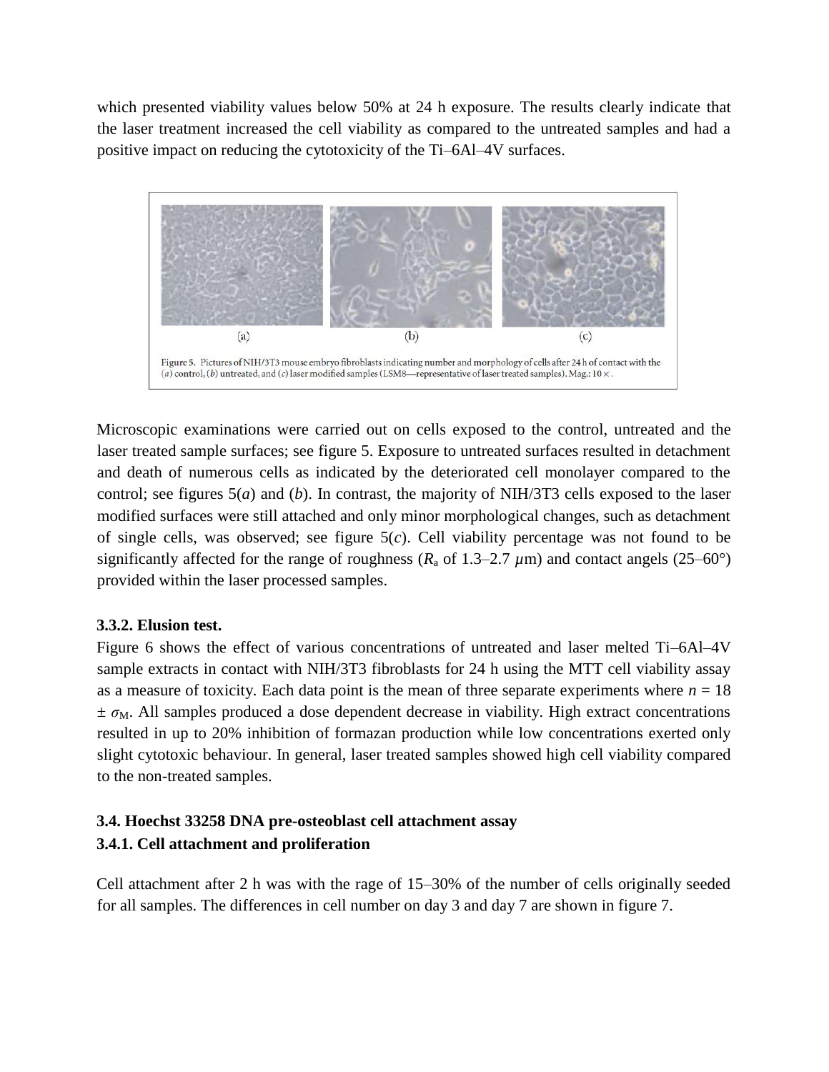which presented viability values below 50% at 24 h exposure. The results clearly indicate that the laser treatment increased the cell viability as compared to the untreated samples and had a positive impact on reducing the cytotoxicity of the Ti–6Al–4V surfaces.

Figure 5. Pictures of NIH/3T3 mouse embryo fibroblasts indicating number and morphology of cells after 24 h of contact with the (*a*) control, (*b*) untreated, and (*c*) laser modified samples (LSM8—representative of laser treated samples). Mag.: 10 ×.

Microscopic examinations were carried out on cells exposed to the control, untreated and the laser treated sample surfaces; see figure 5. Exposure to untreated surfaces resulted in detachment and death of numerous cells as indicated by the deteriorated cell monolayer compared to the control; see figures 5(*a*) and (*b*). In contrast, the majority of NIH/3T3 cells exposed to the laser modified surfaces were still attached and only minor morphological changes, such as detachment of single cells, was observed; see figure 5(*c*). Cell viability percentage was not found to be significantly affected for the range of roughness ($R_a$ of 1.3–2.7 $\mu$m) and contact angels (25–60°) provided within the laser processed samples.

### 3.3.2. Elusion test.

Figure 6 shows the effect of various concentrations of untreated and laser melted Ti–6Al–4V sample extracts in contact with NIH/3T3 fibroblasts for 24 h using the MTT cell viability assay as a measure of toxicity. Each data point is the mean of three separate experiments where $n = 18 \pm \sigma_M$. All samples produced a dose dependent decrease in viability. High extract concentrations resulted in up to 20% inhibition of formazan production while low concentrations exerted only slight cytotoxic behaviour. In general, laser treated samples showed high cell viability compared to the non-treated samples.

## 3.4. Hoechst 33258 DNA pre-osteoblast cell attachment assay

### 3.4.1. Cell attachment and proliferation

Cell attachment after 2 h was with the rage of 15–30% of the number of cells originally seeded for all samples. The differences in cell number on day 3 and day 7 are shown in figure 7.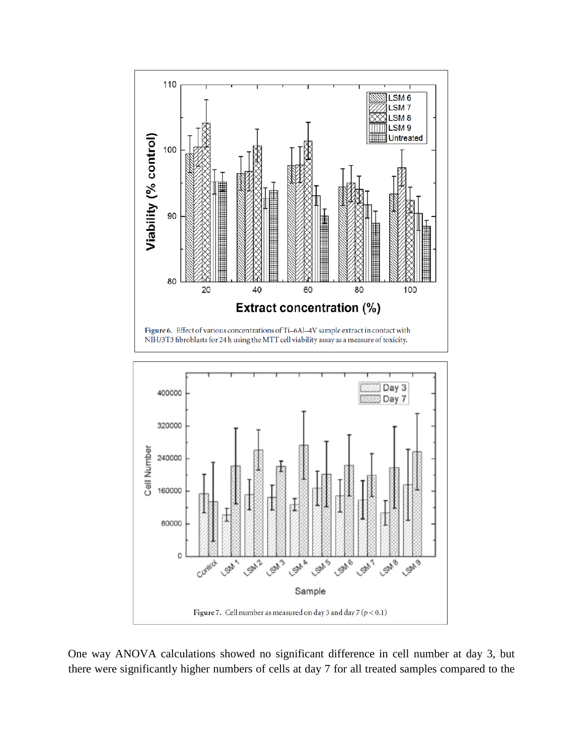Figure 6. Effect of various concentrations of Ti–6Al–4V sample extract in contact with NIH/3T3 fibroblasts for 24 h using the MTT cell viability assay as a measure of toxicity.

Figure 7. Cell number as measured on day 3 and day 7 ($p < 0.1$)

One way ANOVA calculations showed no significant difference in cell number at day 3, but there were significantly higher numbers of cells at day 7 for all treated samples compared to the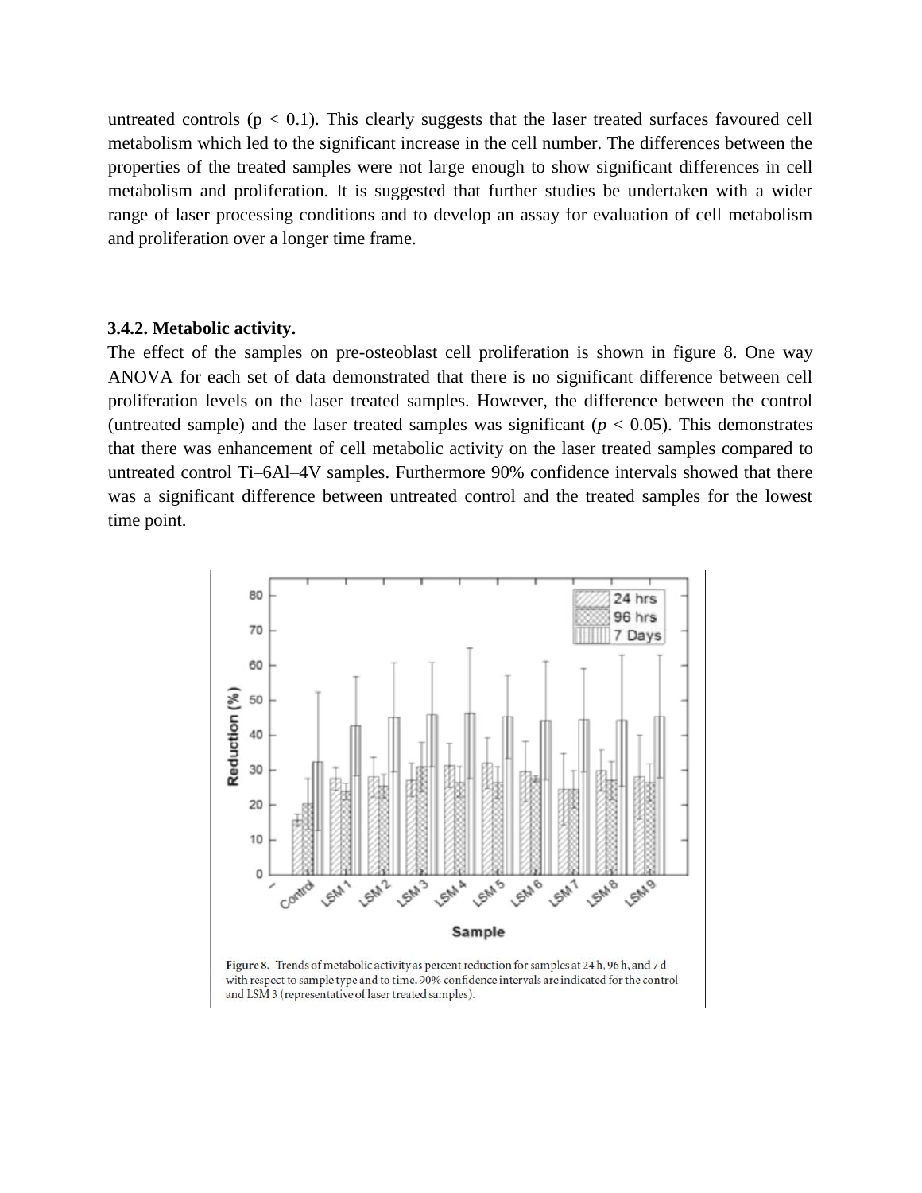untreated controls ($p < 0.1$). This clearly suggests that the laser treated surfaces favoured cell metabolism which led to the significant increase in the cell number. The differences between the properties of the treated samples were not large enough to show significant differences in cell metabolism and proliferation. It is suggested that further studies be undertaken with a wider range of laser processing conditions and to develop an assay for evaluation of cell metabolism and proliferation over a longer time frame.

### 3.4.2. Metabolic activity.

The effect of the samples on pre-osteoblast cell proliferation is shown in figure 8. One way ANOVA for each set of data demonstrated that there is no significant difference between cell proliferation levels on the laser treated samples. However, the difference between the control (untreated sample) and the laser treated samples was significant ($p < 0.05$). This demonstrates that there was enhancement of cell metabolic activity on the laser treated samples compared to untreated control Ti–6Al–4V samples. Furthermore 90% confidence intervals showed that there was a significant difference between untreated control and the treated samples for the lowest time point.

**Figure 8.** Trends of metabolic activity as percent reduction for samples at 24 h, 96 h, and 7 d with respect to sample type and to time. 90% confidence intervals are indicated for the control and LSM 3 (representative of laser treated samples).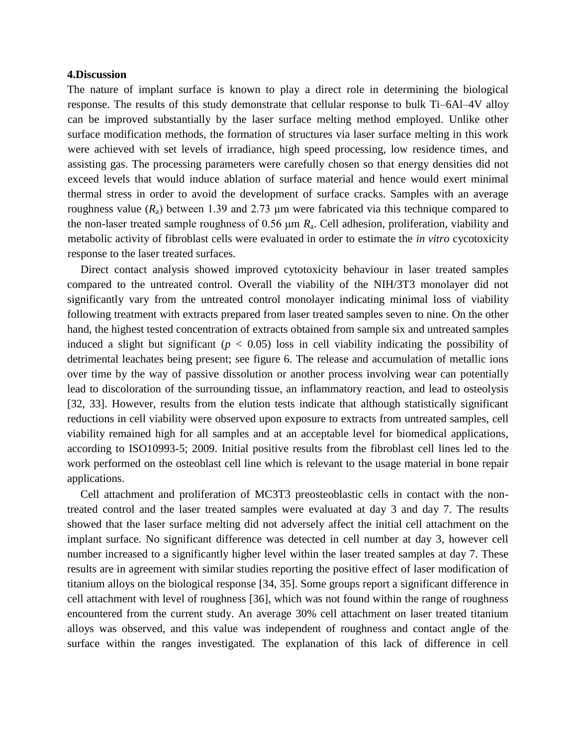## 4.Discussion

The nature of implant surface is known to play a direct role in determining the biological response. The results of this study demonstrate that cellular response to bulk Ti–6Al–4V alloy can be improved substantially by the laser surface melting method employed. Unlike other surface modification methods, the formation of structures via laser surface melting in this work were achieved with set levels of irradiance, high speed processing, low residence times, and assisting gas. The processing parameters were carefully chosen so that energy densities did not exceed levels that would induce ablation of surface material and hence would exert minimal thermal stress in order to avoid the development of surface cracks. Samples with an average roughness value ($R_a$) between 1.39 and 2.73 μm were fabricated via this technique compared to the non-laser treated sample roughness of 0.56 μm $R_a$. Cell adhesion, proliferation, viability and metabolic activity of fibroblast cells were evaluated in order to estimate the *in vitro* cycotoxicity response to the laser treated surfaces.

Direct contact analysis showed improved cytotoxicity behaviour in laser treated samples compared to the untreated control. Overall the viability of the NIH/3T3 monolayer did not significantly vary from the untreated control monolayer indicating minimal loss of viability following treatment with extracts prepared from laser treated samples seven to nine. On the other hand, the highest tested concentration of extracts obtained from sample six and untreated samples induced a slight but significant ($p < 0.05$) loss in cell viability indicating the possibility of detrimental leachates being present; see figure 6. The release and accumulation of metallic ions over time by the way of passive dissolution or another process involving wear can potentially lead to discoloration of the surrounding tissue, an inflammatory reaction, and lead to osteolysis [32, 33]. However, results from the elution tests indicate that although statistically significant reductions in cell viability were observed upon exposure to extracts from untreated samples, cell viability remained high for all samples and at an acceptable level for biomedical applications, according to ISO10993-5; 2009. Initial positive results from the fibroblast cell lines led to the work performed on the osteoblast cell line which is relevant to the usage material in bone repair applications.

Cell attachment and proliferation of MC3T3 preosteoblastic cells in contact with the non-treated control and the laser treated samples were evaluated at day 3 and day 7. The results showed that the laser surface melting did not adversely affect the initial cell attachment on the implant surface. No significant difference was detected in cell number at day 3, however cell number increased to a significantly higher level within the laser treated samples at day 7. These results are in agreement with similar studies reporting the positive effect of laser modification of titanium alloys on the biological response [34, 35]. Some groups report a significant difference in cell attachment with level of roughness [36], which was not found within the range of roughness encountered from the current study. An average 30% cell attachment on laser treated titanium alloys was observed, and this value was independent of roughness and contact angle of the surface within the ranges investigated. The explanation of this lack of difference in cell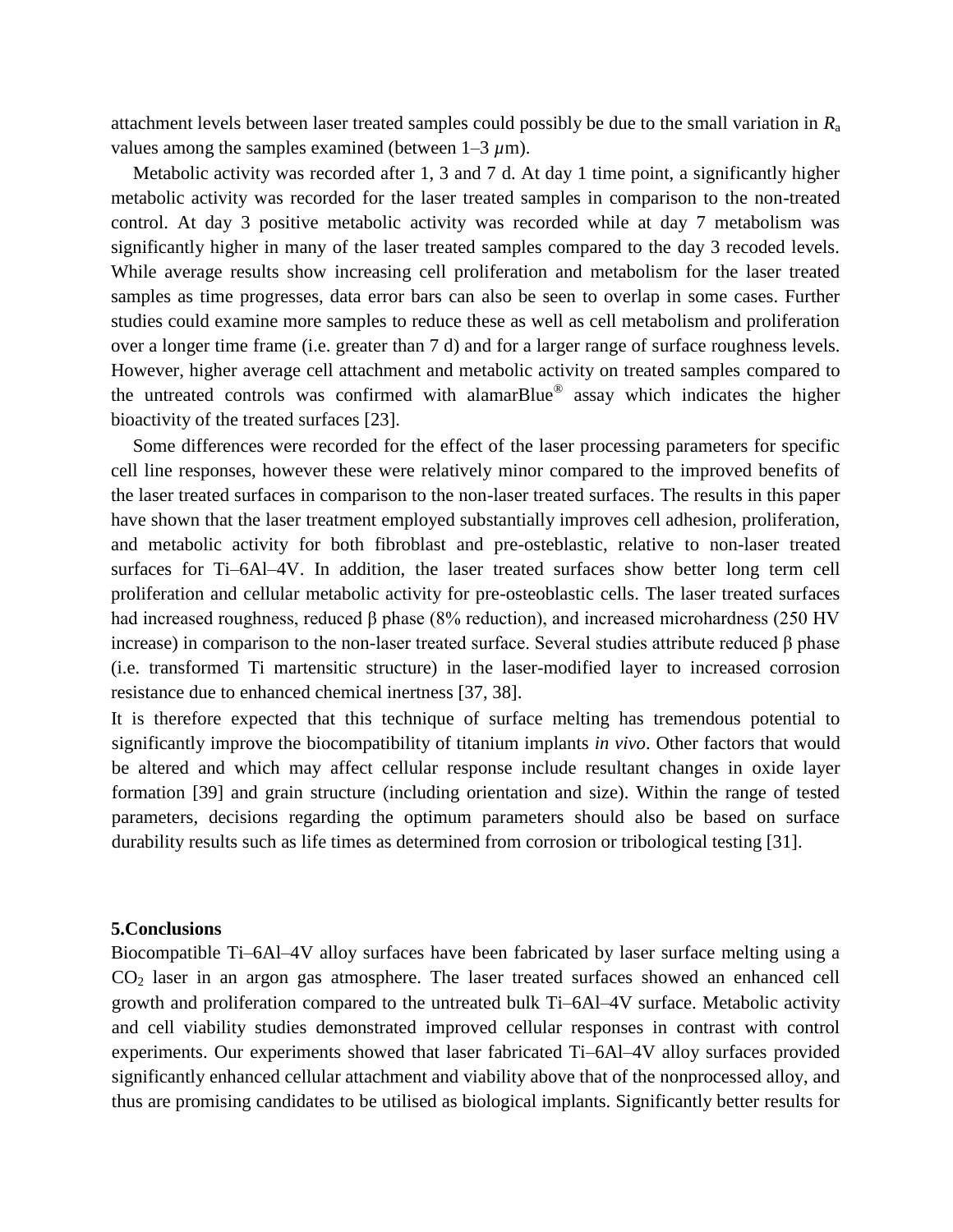attachment levels between laser treated samples could possibly be due to the small variation in $R_a$ values among the samples examined (between 1–3 $\mu$m).

Metabolic activity was recorded after 1, 3 and 7 d. At day 1 time point, a significantly higher metabolic activity was recorded for the laser treated samples in comparison to the non-treated control. At day 3 positive metabolic activity was recorded while at day 7 metabolism was significantly higher in many of the laser treated samples compared to the day 3 recoded levels. While average results show increasing cell proliferation and metabolism for the laser treated samples as time progresses, data error bars can also be seen to overlap in some cases. Further studies could examine more samples to reduce these as well as cell metabolism and proliferation over a longer time frame (i.e. greater than 7 d) and for a larger range of surface roughness levels. However, higher average cell attachment and metabolic activity on treated samples compared to the untreated controls was confirmed with alamarBlue® assay which indicates the higher bioactivity of the treated surfaces [23].

Some differences were recorded for the effect of the laser processing parameters for specific cell line responses, however these were relatively minor compared to the improved benefits of the laser treated surfaces in comparison to the non-laser treated surfaces. The results in this paper have shown that the laser treatment employed substantially improves cell adhesion, proliferation, and metabolic activity for both fibroblast and pre-osteblastic, relative to non-laser treated surfaces for Ti–6Al–4V. In addition, the laser treated surfaces show better long term cell proliferation and cellular metabolic activity for pre-osteoblastic cells. The laser treated surfaces had increased roughness, reduced β phase (8% reduction), and increased microhardness (250 HV increase) in comparison to the non-laser treated surface. Several studies attribute reduced β phase (i.e. transformed Ti martensitic structure) in the laser-modified layer to increased corrosion resistance due to enhanced chemical inertness [37, 38].

It is therefore expected that this technique of surface melting has tremendous potential to significantly improve the biocompatibility of titanium implants *in vivo*. Other factors that would be altered and which may affect cellular response include resultant changes in oxide layer formation [39] and grain structure (including orientation and size). Within the range of tested parameters, decisions regarding the optimum parameters should also be based on surface durability results such as life times as determined from corrosion or tribological testing [31].

## 5. Conclusions

Biocompatible Ti–6Al–4V alloy surfaces have been fabricated by laser surface melting using a $CO_2$ laser in an argon gas atmosphere. The laser treated surfaces showed an enhanced cell growth and proliferation compared to the untreated bulk Ti–6Al–4V surface. Metabolic activity and cell viability studies demonstrated improved cellular responses in contrast with control experiments. Our experiments showed that laser fabricated Ti–6Al–4V alloy surfaces provided significantly enhanced cellular attachment and viability above that of the nonprocessed alloy, and thus are promising candidates to be utilised as biological implants. Significantly better results for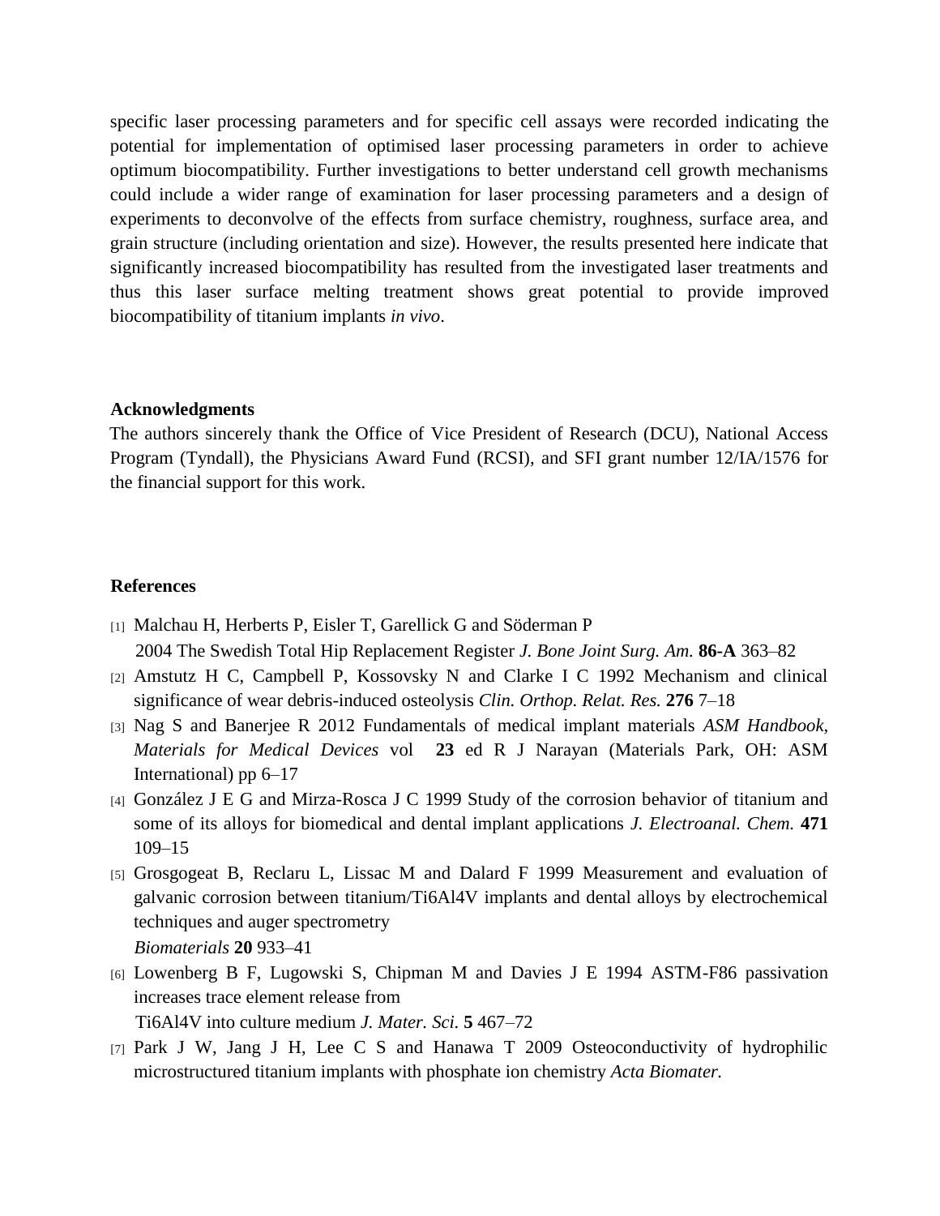specific laser processing parameters and for specific cell assays were recorded indicating the potential for implementation of optimised laser processing parameters in order to achieve optimum biocompatibility. Further investigations to better understand cell growth mechanisms could include a wider range of examination for laser processing parameters and a design of experiments to deconvolve of the effects from surface chemistry, roughness, surface area, and grain structure (including orientation and size). However, the results presented here indicate that significantly increased biocompatibility has resulted from the investigated laser treatments and thus this laser surface melting treatment shows great potential to provide improved biocompatibility of titanium implants *in vivo*.

### Acknowledgments

The authors sincerely thank the Office of Vice President of Research (DCU), National Access Program (Tyndall), the Physicians Award Fund (RCSI), and SFI grant number 12/IA/1576 for the financial support for this work.

### References

[1] Malchau H, Herberts P, Eisler T, Garellick G and Söderman P 2004 The Swedish Total Hip Replacement Register *J. Bone Joint Surg. Am.* **86-A** 363–82

[2] Amstutz H C, Campbell P, Kossovsky N and Clarke I C 1992 Mechanism and clinical significance of wear debris-induced osteolysis *Clin. Orthop. Relat. Res.* **276** 7–18

[3] Nag S and Banerjee R 2012 Fundamentals of medical implant materials *ASM Handbook, Materials for Medical Devices* vol **23** ed R J Narayan (Materials Park, OH: ASM International) pp 6–17

[4] González J E G and Mirza-Rosca J C 1999 Study of the corrosion behavior of titanium and some of its alloys for biomedical and dental implant applications *J. Electroanal. Chem.* **471** 109–15

[5] Grosgogeat B, Reclaru L, Lissac M and Dalard F 1999 Measurement and evaluation of galvanic corrosion between titanium/Ti6Al4V implants and dental alloys by electrochemical techniques and auger spectrometry *Biomaterials* **20** 933–41

[6] Lowenberg B F, Lugowski S, Chipman M and Davies J E 1994 ASTM-F86 passivation increases trace element release from Ti6Al4V into culture medium *J. Mater. Sci.* **5** 467–72

[7] Park J W, Jang J H, Lee C S and Hanawa T 2009 Osteoconductivity of hydrophilic microstructured titanium implants with phosphate ion chemistry *Acta Biomater.*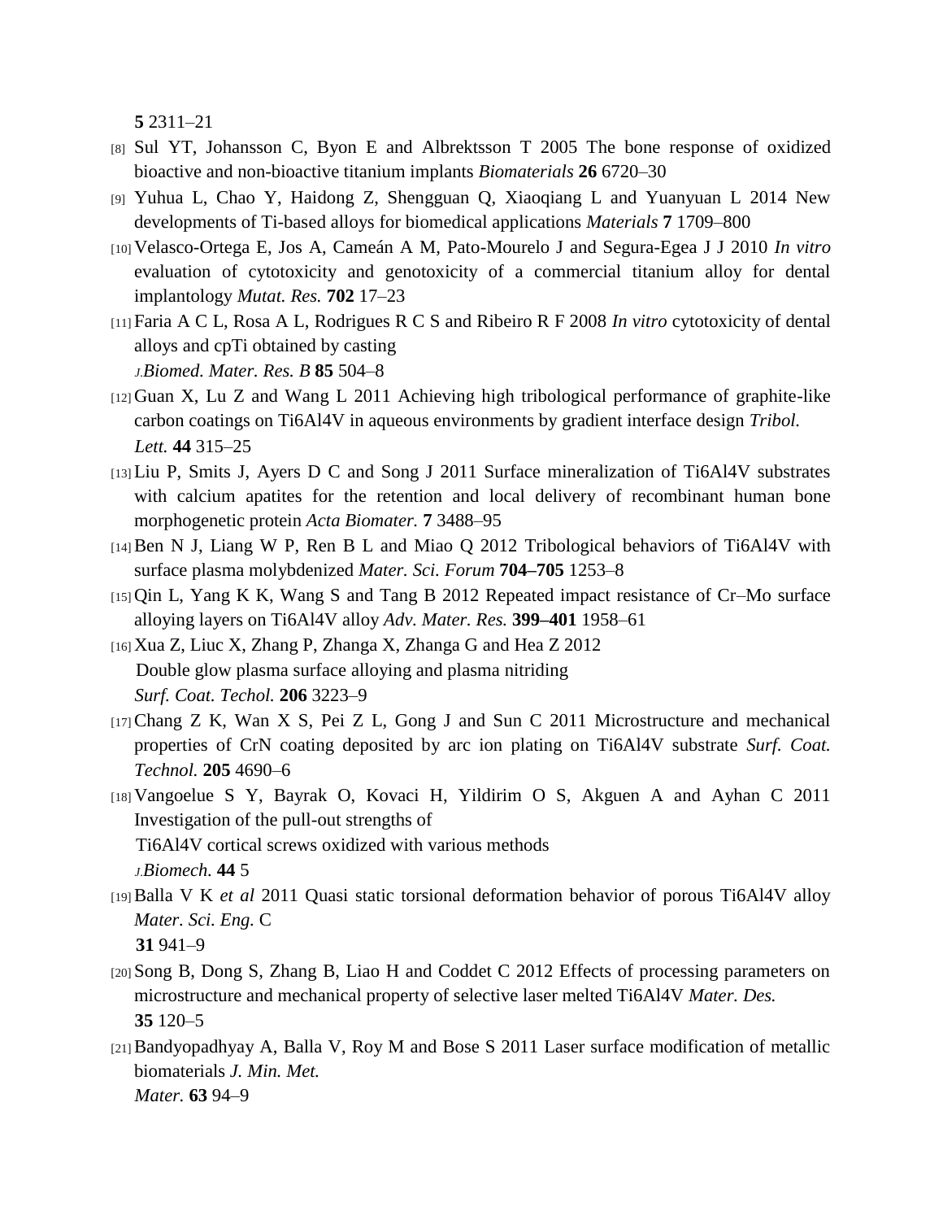**5** 2311–21

[8] Sul YT, Johansson C, Byon E and Albrektsson T 2005 The bone response of oxidized bioactive and non-bioactive titanium implants *Biomaterials* **26** 6720–30

[9] Yuhua L, Chao Y, Haidong Z, Shengguan Q, Xiaoqiang L and Yuanyuan L 2014 New developments of Ti-based alloys for biomedical applications *Materials* **7** 1709–800

[10] Velasco-Ortega E, Jos A, Cameán A M, Pato-Mourelo J and Segura-Egea J J 2010 *In vitro* evaluation of cytotoxicity and genotoxicity of a commercial titanium alloy for dental implantology *Mutat. Res.* **702** 17–23

[11] Faria A C L, Rosa A L, Rodrigues R C S and Ribeiro R F 2008 *In vitro* cytotoxicity of dental alloys and cpTi obtained by casting *J.Biomed. Mater. Res. B* **85** 504–8

[12] Guan X, Lu Z and Wang L 2011 Achieving high tribological performance of graphite-like carbon coatings on Ti6Al4V in aqueous environments by gradient interface design *Tribol. Lett.* **44** 315–25

[13] Liu P, Smits J, Ayers D C and Song J 2011 Surface mineralization of Ti6Al4V substrates with calcium apatites for the retention and local delivery of recombinant human bone morphogenetic protein *Acta Biomater.* **7** 3488–95

[14] Ben N J, Liang W P, Ren B L and Miao Q 2012 Tribological behaviors of Ti6Al4V with surface plasma molybdenized *Mater. Sci. Forum* **704–705** 1253–8

[15] Qin L, Yang K K, Wang S and Tang B 2012 Repeated impact resistance of Cr–Mo surface alloying layers on Ti6Al4V alloy *Adv. Mater. Res.* **399–401** 1958–61

[16] Xua Z, Liuc X, Zhang P, Zhanga X, Zhanga G and Hea Z 2012 Double glow plasma surface alloying and plasma nitriding *Surf. Coat. Techol.* **206** 3223–9

[17] Chang Z K, Wan X S, Pei Z L, Gong J and Sun C 2011 Microstructure and mechanical properties of CrN coating deposited by arc ion plating on Ti6Al4V substrate *Surf. Coat. Technol.* **205** 4690–6

[18] Vangoelue S Y, Bayrak O, Kovaci H, Yildirim O S, Akguen A and Ayhan C 2011 Investigation of the pull-out strengths of Ti6Al4V cortical screws oxidized with various methods *J.Biomech.* **44** 5

[19] Balla V K *et al* 2011 Quasi static torsional deformation behavior of porous Ti6Al4V alloy *Mater. Sci. Eng.* C **31** 941–9

[20] Song B, Dong S, Zhang B, Liao H and Coddet C 2012 Effects of processing parameters on microstructure and mechanical property of selective laser melted Ti6Al4V *Mater. Des.* **35** 120–5

[21] Bandyopadhyay A, Balla V, Roy M and Bose S 2011 Laser surface modification of metallic biomaterials *J. Min. Met. Mater.* **63** 94–9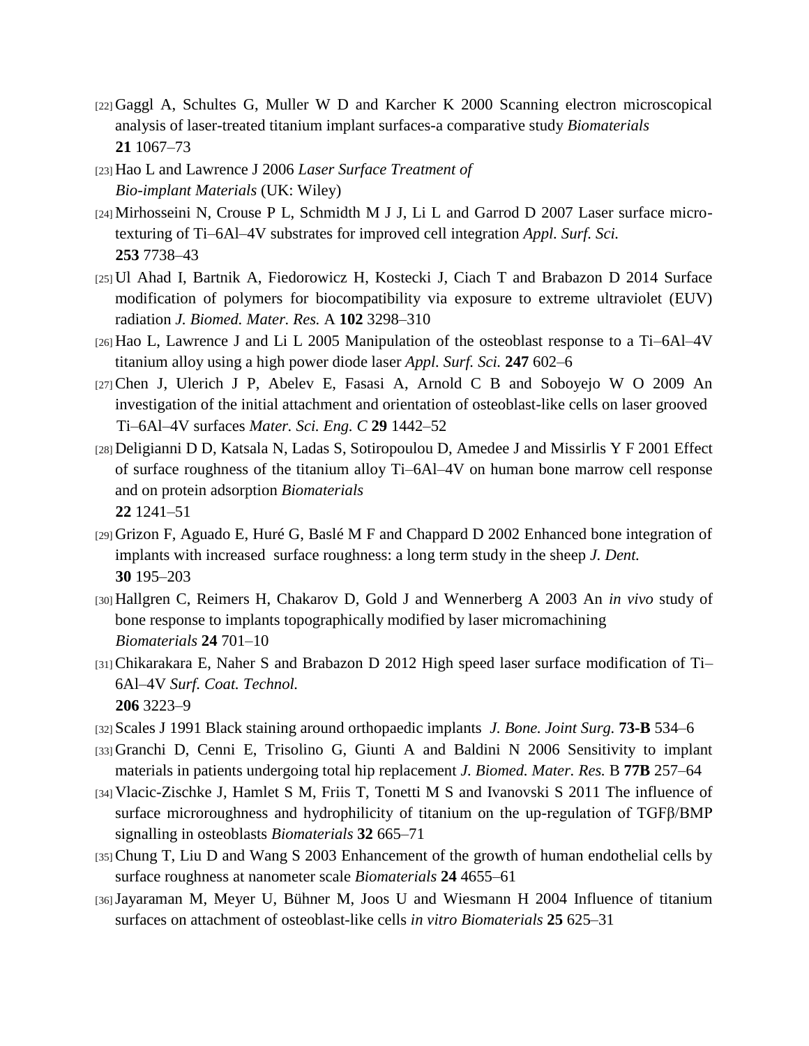[22] Gaggl A, Schultes G, Muller W D and Karcher K 2000 Scanning electron microscopical analysis of laser-treated titanium implant surfaces-a comparative study *Biomaterials* **21** 1067–73

[23] Hao L and Lawrence J 2006 *Laser Surface Treatment of Bio-implant Materials* (UK: Wiley)

[24] Mirhosseini N, Crouse P L, Schmidth M J J, Li L and Garrod D 2007 Laser surface micro-texturing of Ti–6Al–4V substrates for improved cell integration *Appl. Surf. Sci.* **253** 7738–43

[25] Ul Ahad I, Bartnik A, Fiedorowicz H, Kostecki J, Ciach T and Brabazon D 2014 Surface modification of polymers for biocompatibility via exposure to extreme ultraviolet (EUV) radiation *J. Biomed. Mater. Res.* A **102** 3298–310

[26] Hao L, Lawrence J and Li L 2005 Manipulation of the osteoblast response to a Ti–6Al–4V titanium alloy using a high power diode laser *Appl. Surf. Sci.* **247** 602–6

[27] Chen J, Ulerich J P, Abelev E, Fasasi A, Arnold C B and Soboyejo W O 2009 An investigation of the initial attachment and orientation of osteoblast-like cells on laser grooved Ti–6Al–4V surfaces *Mater. Sci. Eng. C* **29** 1442–52

[28] Deligianni D D, Katsala N, Ladas S, Sotiropoulou D, Amedee J and Missirlis Y F 2001 Effect of surface roughness of the titanium alloy Ti–6Al–4V on human bone marrow cell response and on protein adsorption *Biomaterials* **22** 1241–51

[29] Grizon F, Aguado E, Huré G, Baslé M F and Chappard D 2002 Enhanced bone integration of implants with increased surface roughness: a long term study in the sheep *J. Dent.* **30** 195–203

[30] Hallgren C, Reimers H, Chakarov D, Gold J and Wennerberg A 2003 An *in vivo* study of bone response to implants topographically modified by laser micromachining *Biomaterials* **24** 701–10

[31] Chikarakara E, Naher S and Brabazon D 2012 High speed laser surface modification of Ti–6Al–4V *Surf. Coat. Technol.* **206** 3223–9

[32] Scales J 1991 Black staining around orthopaedic implants *J. Bone. Joint Surg.* **73-B** 534–6

[33] Granchi D, Cenni E, Trisolino G, Giunti A and Baldini N 2006 Sensitivity to implant materials in patients undergoing total hip replacement *J. Biomed. Mater. Res.* B **77B** 257–64

[34] Vlacic-Zischke J, Hamlet S M, Friis T, Tonetti M S and Ivanovski S 2011 The influence of surface microroughness and hydrophilicity of titanium on the up-regulation of TGFβ/BMP signalling in osteoblasts *Biomaterials* **32** 665–71

[35] Chung T, Liu D and Wang S 2003 Enhancement of the growth of human endothelial cells by surface roughness at nanometer scale *Biomaterials* **24** 4655–61

[36] Jayaraman M, Meyer U, Bühner M, Joos U and Wiesmann H 2004 Influence of titanium surfaces on attachment of osteoblast-like cells *in vitro Biomaterials* **25** 625–31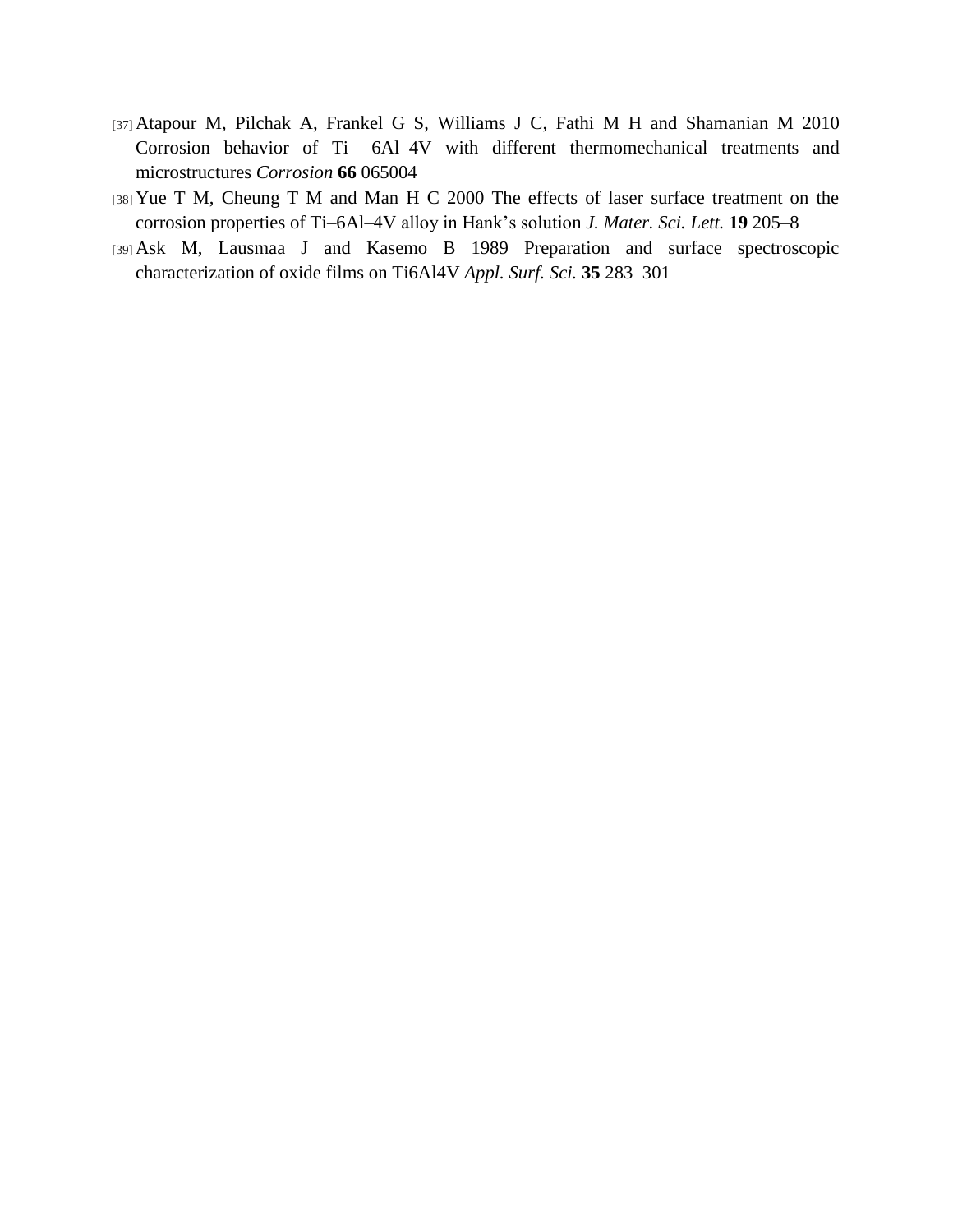[37] Atapour M, Pilchak A, Frankel G S, Williams J C, Fathi M H and Shamanian M 2010 Corrosion behavior of Ti– 6Al–4V with different thermomechanical treatments and microstructures *Corrosion* **66** 065004

[38] Yue T M, Cheung T M and Man H C 2000 The effects of laser surface treatment on the corrosion properties of Ti–6Al–4V alloy in Hank's solution *J. Mater. Sci. Lett.* **19** 205–8

[39] Ask M, Lausmaa J and Kasemo B 1989 Preparation and surface spectroscopic characterization of oxide films on Ti6Al4V *Appl. Surf. Sci.* **35** 283–301